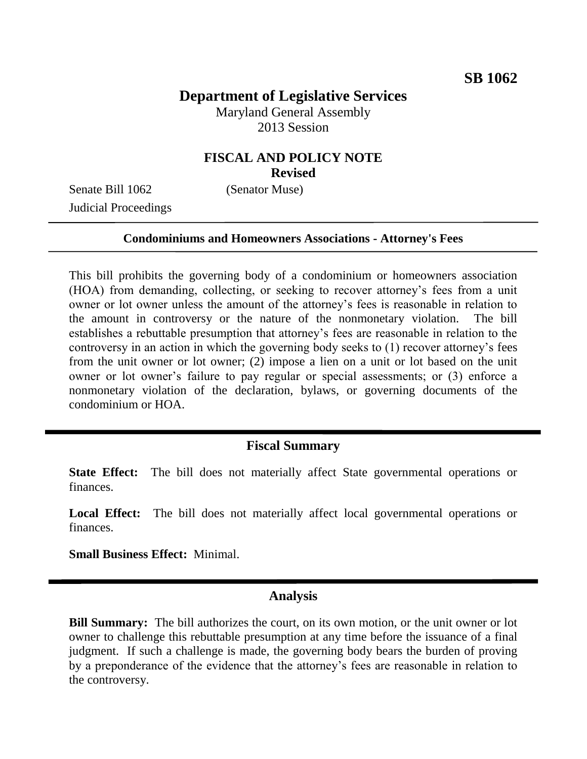**SB 1062**

# Department of Legislative Services

Maryland General Assembly
2013 Session

## FISCAL AND POLICY NOTE
**Revised**

Senate Bill 1062 (Senator Muse)
Judicial Proceedings

---

**Condominiums and Homeowners Associations - Attorney's Fees**

---

This bill prohibits the governing body of a condominium or homeowners association (HOA) from demanding, collecting, or seeking to recover attorney's fees from a unit owner or lot owner unless the amount of the attorney's fees is reasonable in relation to the amount in controversy or the nature of the nonmonetary violation. The bill establishes a rebuttable presumption that attorney's fees are reasonable in relation to the controversy in an action in which the governing body seeks to (1) recover attorney's fees from the unit owner or lot owner; (2) impose a lien on a unit or lot based on the unit owner or lot owner's failure to pay regular or special assessments; or (3) enforce a nonmonetary violation of the declaration, bylaws, or governing documents of the condominium or HOA.

## Fiscal Summary

**State Effect:** The bill does not materially affect State governmental operations or finances.

**Local Effect:** The bill does not materially affect local governmental operations or finances.

**Small Business Effect:** Minimal.

## Analysis

**Bill Summary:** The bill authorizes the court, on its own motion, or the unit owner or lot owner to challenge this rebuttable presumption at any time before the issuance of a final judgment. If such a challenge is made, the governing body bears the burden of proving by a preponderance of the evidence that the attorney's fees are reasonable in relation to the controversy.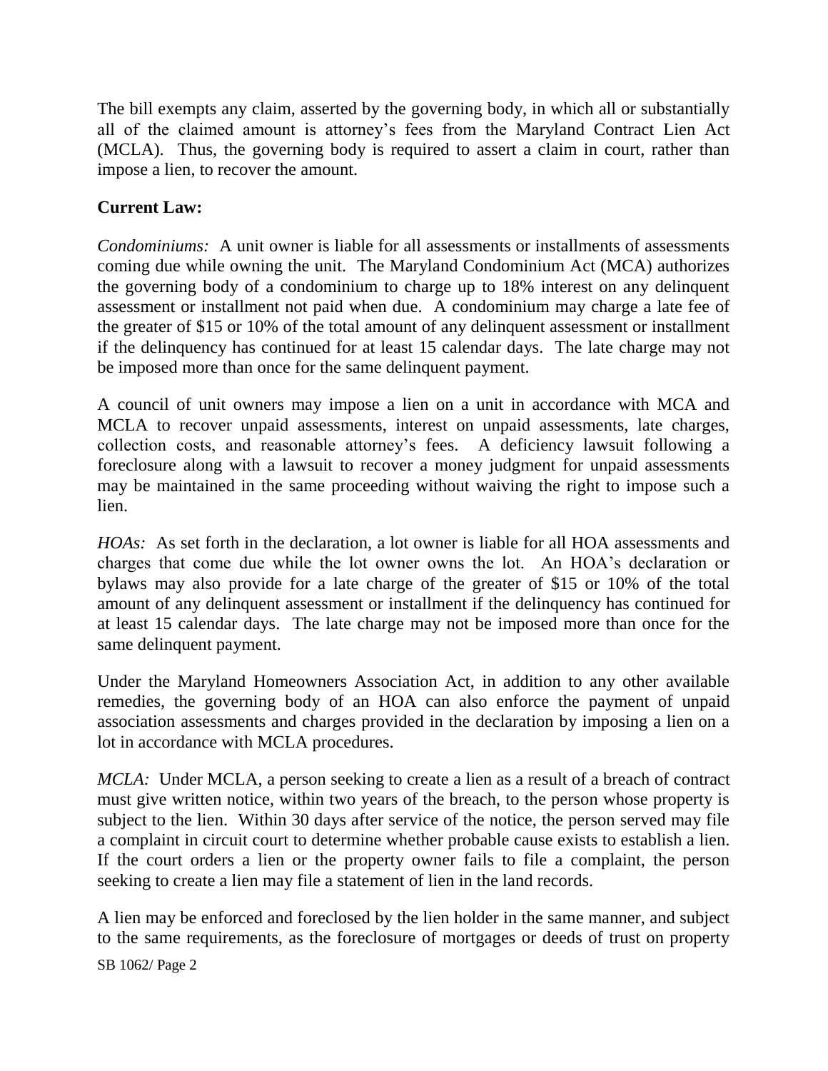The bill exempts any claim, asserted by the governing body, in which all or substantially all of the claimed amount is attorney's fees from the Maryland Contract Lien Act (MCLA). Thus, the governing body is required to assert a claim in court, rather than impose a lien, to recover the amount.

**Current Law:**

*Condominiums:* A unit owner is liable for all assessments or installments of assessments coming due while owning the unit. The Maryland Condominium Act (MCA) authorizes the governing body of a condominium to charge up to 18% interest on any delinquent assessment or installment not paid when due. A condominium may charge a late fee of the greater of $15 or 10% of the total amount of any delinquent assessment or installment if the delinquency has continued for at least 15 calendar days. The late charge may not be imposed more than once for the same delinquent payment.

A council of unit owners may impose a lien on a unit in accordance with MCA and MCLA to recover unpaid assessments, interest on unpaid assessments, late charges, collection costs, and reasonable attorney's fees. A deficiency lawsuit following a foreclosure along with a lawsuit to recover a money judgment for unpaid assessments may be maintained in the same proceeding without waiving the right to impose such a lien.

*HOAs:* As set forth in the declaration, a lot owner is liable for all HOA assessments and charges that come due while the lot owner owns the lot. An HOA's declaration or bylaws may also provide for a late charge of the greater of $15 or 10% of the total amount of any delinquent assessment or installment if the delinquency has continued for at least 15 calendar days. The late charge may not be imposed more than once for the same delinquent payment.

Under the Maryland Homeowners Association Act, in addition to any other available remedies, the governing body of an HOA can also enforce the payment of unpaid association assessments and charges provided in the declaration by imposing a lien on a lot in accordance with MCLA procedures.

*MCLA:* Under MCLA, a person seeking to create a lien as a result of a breach of contract must give written notice, within two years of the breach, to the person whose property is subject to the lien. Within 30 days after service of the notice, the person served may file a complaint in circuit court to determine whether probable cause exists to establish a lien. If the court orders a lien or the property owner fails to file a complaint, the person seeking to create a lien may file a statement of lien in the land records.

A lien may be enforced and foreclosed by the lien holder in the same manner, and subject to the same requirements, as the foreclosure of mortgages or deeds of trust on property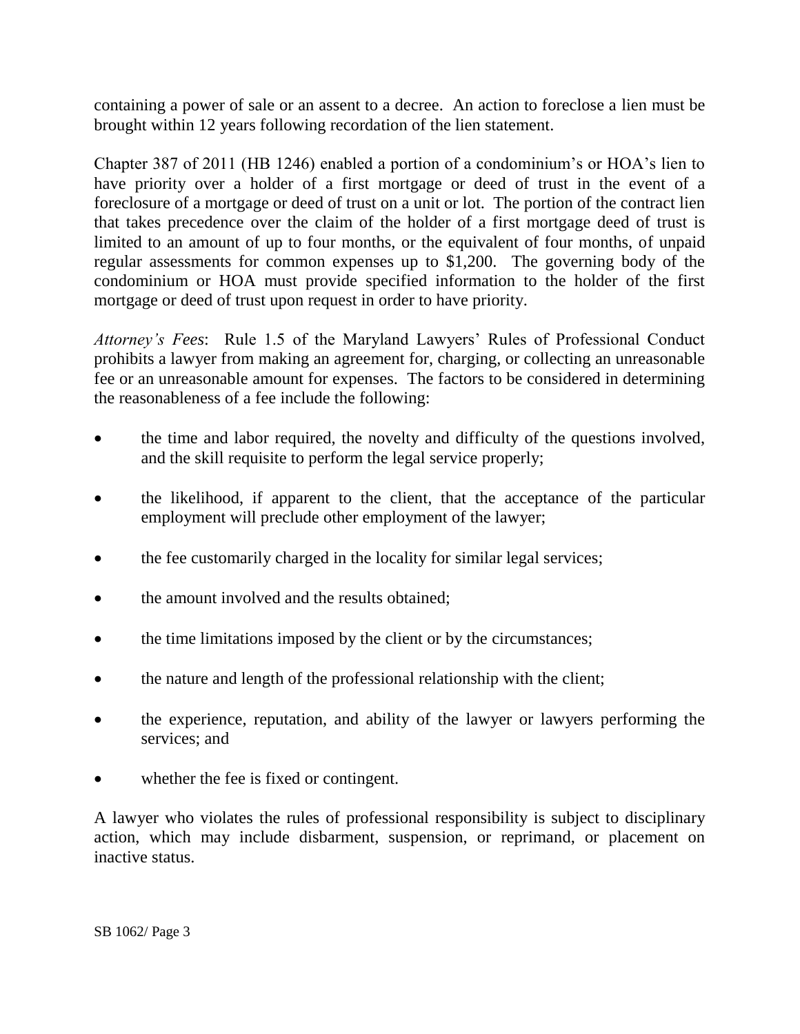containing a power of sale or an assent to a decree. An action to foreclose a lien must be brought within 12 years following recordation of the lien statement.

Chapter 387 of 2011 (HB 1246) enabled a portion of a condominium's or HOA's lien to have priority over a holder of a first mortgage or deed of trust in the event of a foreclosure of a mortgage or deed of trust on a unit or lot. The portion of the contract lien that takes precedence over the claim of the holder of a first mortgage deed of trust is limited to an amount of up to four months, or the equivalent of four months, of unpaid regular assessments for common expenses up to $1,200. The governing body of the condominium or HOA must provide specified information to the holder of the first mortgage or deed of trust upon request in order to have priority.

*Attorney's Fees*: Rule 1.5 of the Maryland Lawyers' Rules of Professional Conduct prohibits a lawyer from making an agreement for, charging, or collecting an unreasonable fee or an unreasonable amount for expenses. The factors to be considered in determining the reasonableness of a fee include the following:

- the time and labor required, the novelty and difficulty of the questions involved, and the skill requisite to perform the legal service properly;
- the likelihood, if apparent to the client, that the acceptance of the particular employment will preclude other employment of the lawyer;
- the fee customarily charged in the locality for similar legal services;
- the amount involved and the results obtained;
- the time limitations imposed by the client or by the circumstances;
- the nature and length of the professional relationship with the client;
- the experience, reputation, and ability of the lawyer or lawyers performing the services; and
- whether the fee is fixed or contingent.

A lawyer who violates the rules of professional responsibility is subject to disciplinary action, which may include disbarment, suspension, or reprimand, or placement on inactive status.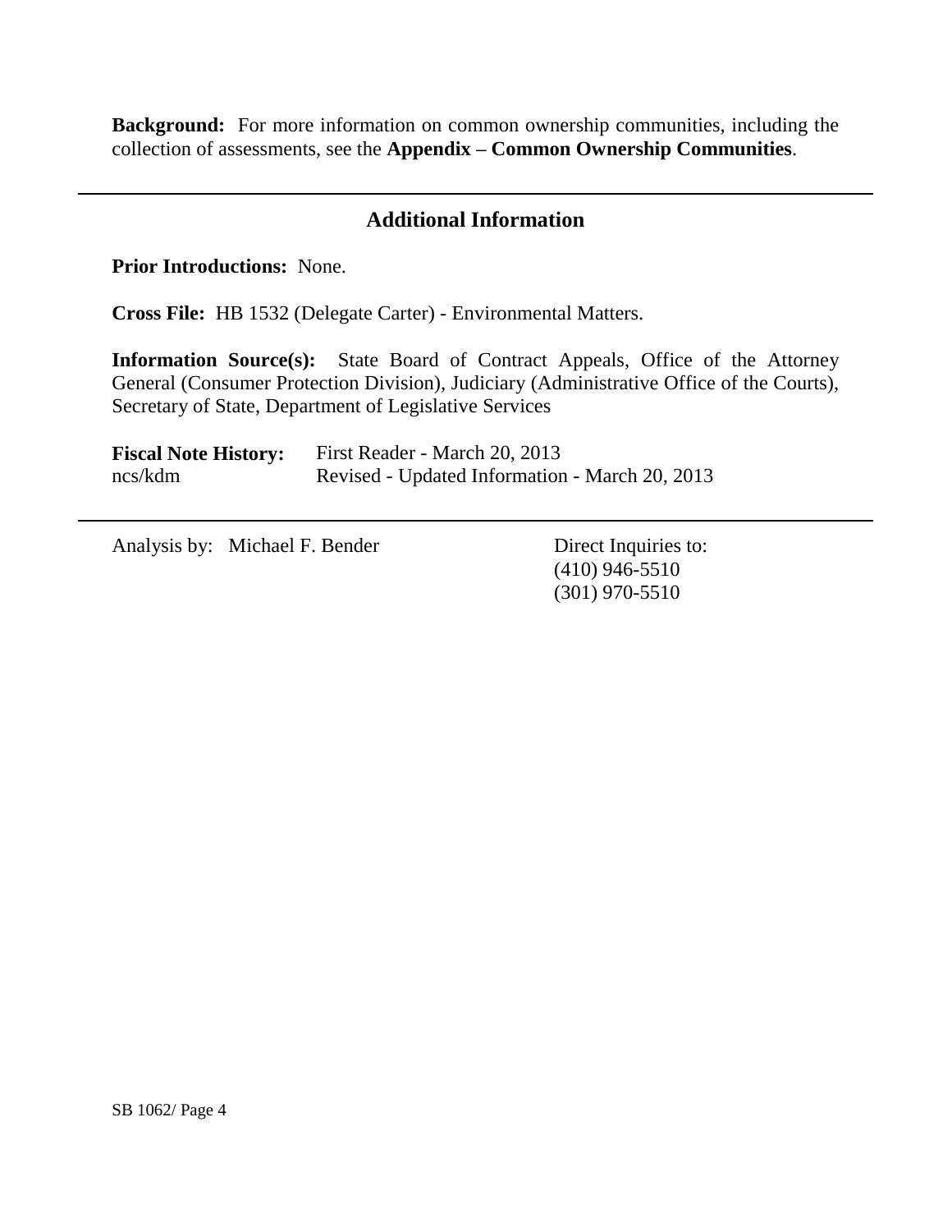**Background:** For more information on common ownership communities, including the collection of assessments, see the **Appendix – Common Ownership Communities**.

## Additional Information

**Prior Introductions:** None.

**Cross File:** HB 1532 (Delegate Carter) - Environmental Matters.

**Information Source(s):** State Board of Contract Appeals, Office of the Attorney General (Consumer Protection Division), Judiciary (Administrative Office of the Courts), Secretary of State, Department of Legislative Services

| **Fiscal Note History:** | First Reader - March 20, 2013 |
| --- | --- |
| ncs/kdm | Revised - Updated Information - March 20, 2013 |

Analysis by: Michael F. Bender

Direct Inquiries to:
(410) 946-5510
(301) 970-5510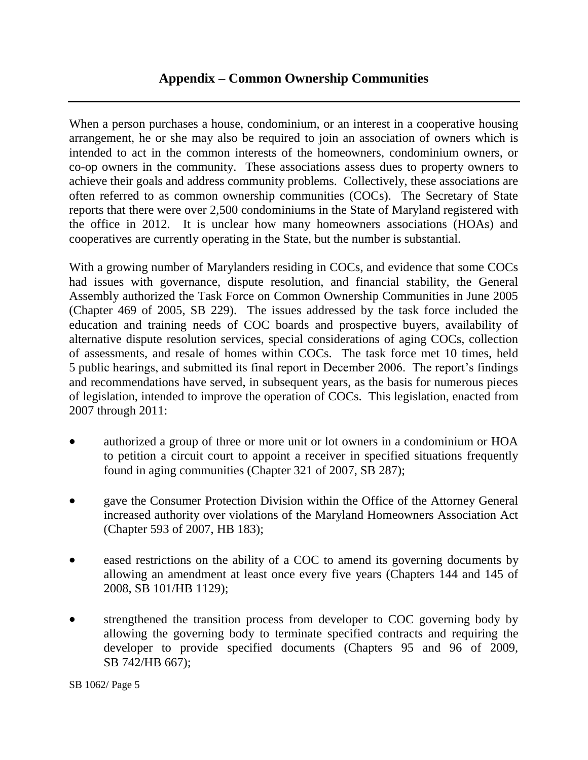# Appendix – Common Ownership Communities

When a person purchases a house, condominium, or an interest in a cooperative housing arrangement, he or she may also be required to join an association of owners which is intended to act in the common interests of the homeowners, condominium owners, or co-op owners in the community. These associations assess dues to property owners to achieve their goals and address community problems. Collectively, these associations are often referred to as common ownership communities (COCs). The Secretary of State reports that there were over 2,500 condominiums in the State of Maryland registered with the office in 2012. It is unclear how many homeowners associations (HOAs) and cooperatives are currently operating in the State, but the number is substantial.

With a growing number of Marylanders residing in COCs, and evidence that some COCs had issues with governance, dispute resolution, and financial stability, the General Assembly authorized the Task Force on Common Ownership Communities in June 2005 (Chapter 469 of 2005, SB 229). The issues addressed by the task force included the education and training needs of COC boards and prospective buyers, availability of alternative dispute resolution services, special considerations of aging COCs, collection of assessments, and resale of homes within COCs. The task force met 10 times, held 5 public hearings, and submitted its final report in December 2006. The report's findings and recommendations have served, in subsequent years, as the basis for numerous pieces of legislation, intended to improve the operation of COCs. This legislation, enacted from 2007 through 2011:

- authorized a group of three or more unit or lot owners in a condominium or HOA to petition a circuit court to appoint a receiver in specified situations frequently found in aging communities (Chapter 321 of 2007, SB 287);
- gave the Consumer Protection Division within the Office of the Attorney General increased authority over violations of the Maryland Homeowners Association Act (Chapter 593 of 2007, HB 183);
- eased restrictions on the ability of a COC to amend its governing documents by allowing an amendment at least once every five years (Chapters 144 and 145 of 2008, SB 101/HB 1129);
- strengthened the transition process from developer to COC governing body by allowing the governing body to terminate specified contracts and requiring the developer to provide specified documents (Chapters 95 and 96 of 2009, SB 742/HB 667);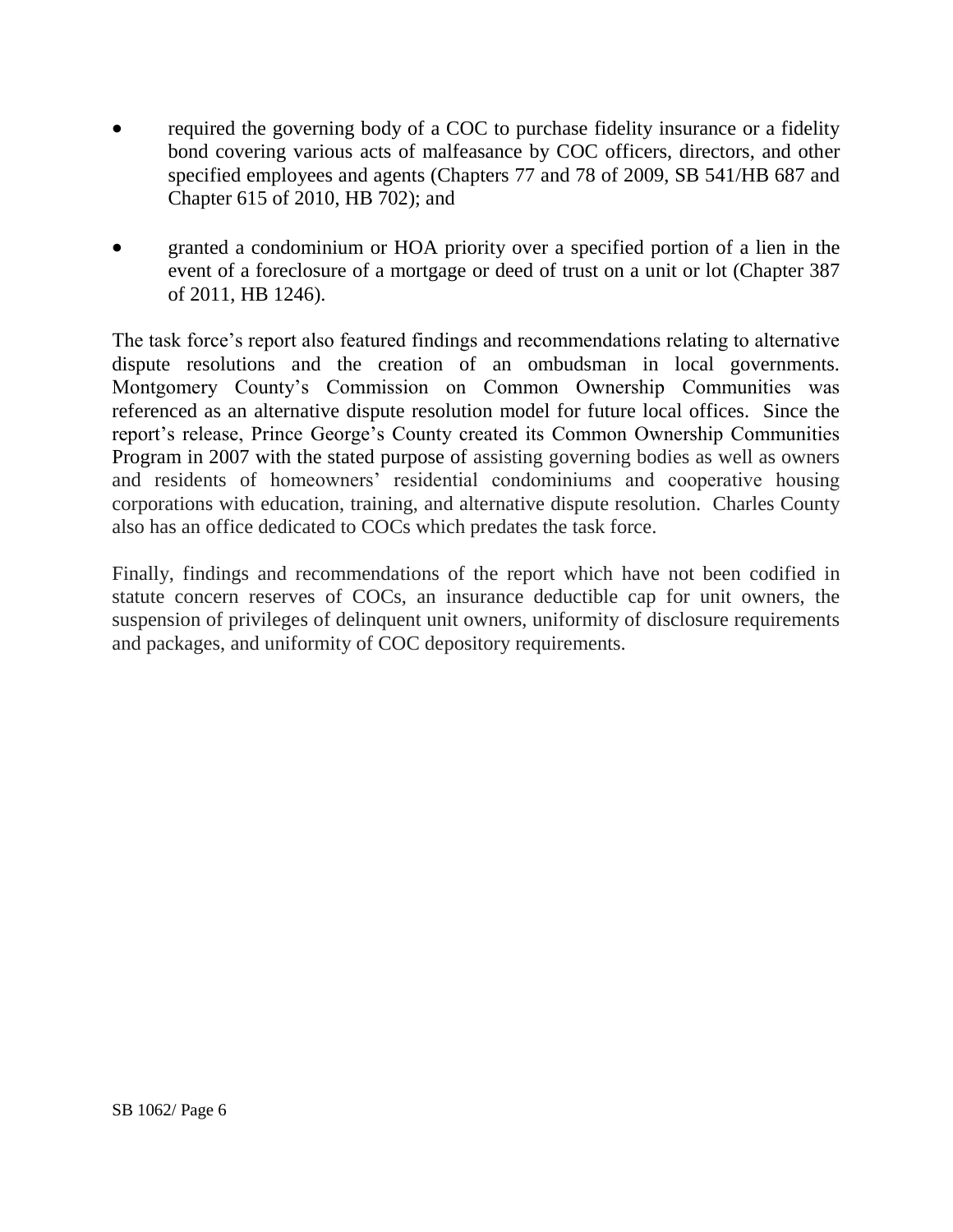- required the governing body of a COC to purchase fidelity insurance or a fidelity bond covering various acts of malfeasance by COC officers, directors, and other specified employees and agents (Chapters 77 and 78 of 2009, SB 541/HB 687 and Chapter 615 of 2010, HB 702); and
- granted a condominium or HOA priority over a specified portion of a lien in the event of a foreclosure of a mortgage or deed of trust on a unit or lot (Chapter 387 of 2011, HB 1246).

The task force's report also featured findings and recommendations relating to alternative dispute resolutions and the creation of an ombudsman in local governments. Montgomery County's Commission on Common Ownership Communities was referenced as an alternative dispute resolution model for future local offices. Since the report's release, Prince George's County created its Common Ownership Communities Program in 2007 with the stated purpose of assisting governing bodies as well as owners and residents of homeowners' residential condominiums and cooperative housing corporations with education, training, and alternative dispute resolution. Charles County also has an office dedicated to COCs which predates the task force.

Finally, findings and recommendations of the report which have not been codified in statute concern reserves of COCs, an insurance deductible cap for unit owners, the suspension of privileges of delinquent unit owners, uniformity of disclosure requirements and packages, and uniformity of COC depository requirements.